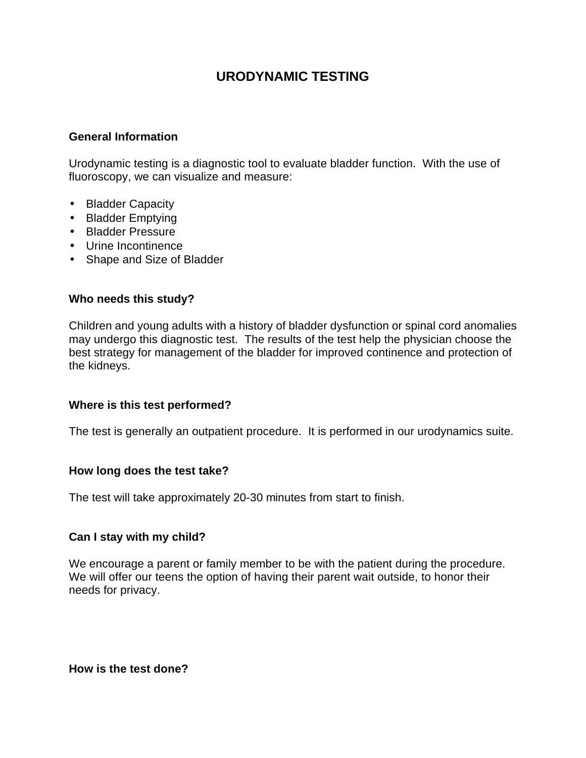# URODYNAMIC TESTING

**General Information**

Urodynamic testing is a diagnostic tool to evaluate bladder function. With the use of fluoroscopy, we can visualize and measure:

- Bladder Capacity
- Bladder Emptying
- Bladder Pressure
- Urine Incontinence
- Shape and Size of Bladder

**Who needs this study?**

Children and young adults with a history of bladder dysfunction or spinal cord anomalies may undergo this diagnostic test. The results of the test help the physician choose the best strategy for management of the bladder for improved continence and protection of the kidneys.

**Where is this test performed?**

The test is generally an outpatient procedure. It is performed in our urodynamics suite.

**How long does the test take?**

The test will take approximately 20-30 minutes from start to finish.

**Can I stay with my child?**

We encourage a parent or family member to be with the patient during the procedure. We will offer our teens the option of having their parent wait outside, to honor their needs for privacy.

**How is the test done?**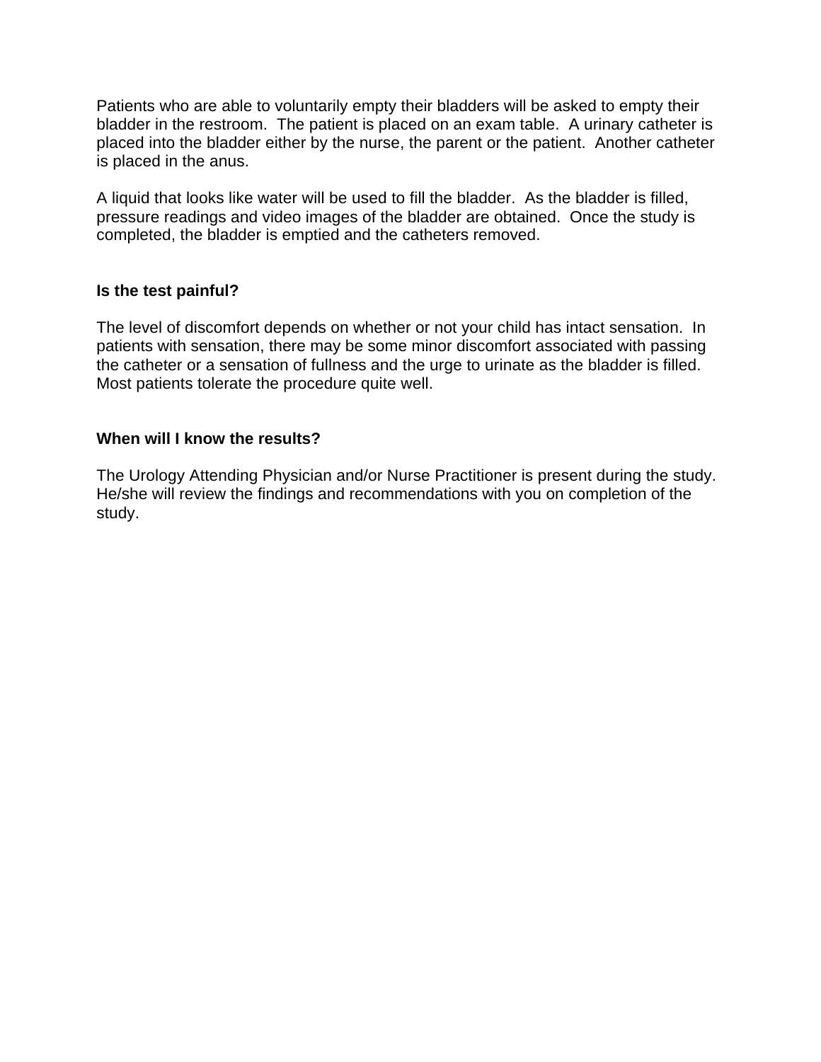Patients who are able to voluntarily empty their bladders will be asked to empty their bladder in the restroom. The patient is placed on an exam table. A urinary catheter is placed into the bladder either by the nurse, the parent or the patient. Another catheter is placed in the anus.

A liquid that looks like water will be used to fill the bladder. As the bladder is filled, pressure readings and video images of the bladder are obtained. Once the study is completed, the bladder is emptied and the catheters removed.

**Is the test painful?**

The level of discomfort depends on whether or not your child has intact sensation. In patients with sensation, there may be some minor discomfort associated with passing the catheter or a sensation of fullness and the urge to urinate as the bladder is filled. Most patients tolerate the procedure quite well.

**When will I know the results?**

The Urology Attending Physician and/or Nurse Practitioner is present during the study. He/she will review the findings and recommendations with you on completion of the study.